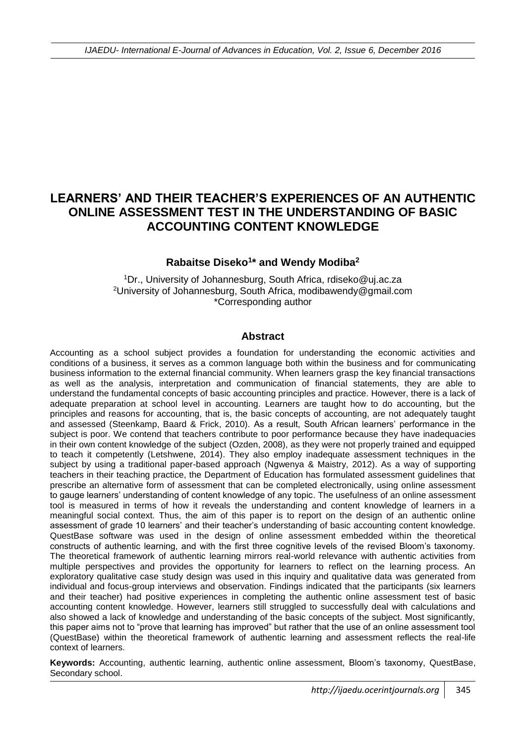# LEARNERS' AND THEIR TEACHER'S EXPERIENCES OF AN AUTHENTIC ONLINE ASSESSMENT TEST IN THE UNDERSTANDING OF BASIC ACCOUNTING CONTENT KNOWLEDGE

**Rabaitse Diseko[1]* and Wendy Modiba[2]**

[1]Dr., University of Johannesburg, South Africa, rdiseko@uj.ac.za
[2]University of Johannesburg, South Africa, modibawendy@gmail.com
*Corresponding author

## Abstract

Accounting as a school subject provides a foundation for understanding the economic activities and conditions of a business, it serves as a common language both within the business and for communicating business information to the external financial community. When learners grasp the key financial transactions as well as the analysis, interpretation and communication of financial statements, they are able to understand the fundamental concepts of basic accounting principles and practice. However, there is a lack of adequate preparation at school level in accounting. Learners are taught how to do accounting, but the principles and reasons for accounting, that is, the basic concepts of accounting, are not adequately taught and assessed (Steenkamp, Baard & Frick, 2010). As a result, South African learners' performance in the subject is poor. We contend that teachers contribute to poor performance because they have inadequacies in their own content knowledge of the subject (Ozden, 2008), as they were not properly trained and equipped to teach it competently (Letshwene, 2014). They also employ inadequate assessment techniques in the subject by using a traditional paper-based approach (Ngwenya & Maistry, 2012). As a way of supporting teachers in their teaching practice, the Department of Education has formulated assessment guidelines that prescribe an alternative form of assessment that can be completed electronically, using online assessment to gauge learners' understanding of content knowledge of any topic. The usefulness of an online assessment tool is measured in terms of how it reveals the understanding and content knowledge of learners in a meaningful social context. Thus, the aim of this paper is to report on the design of an authentic online assessment of grade 10 learners' and their teacher's understanding of basic accounting content knowledge. QuestBase software was used in the design of online assessment embedded within the theoretical constructs of authentic learning, and with the first three cognitive levels of the revised Bloom's taxonomy. The theoretical framework of authentic learning mirrors real-world relevance with authentic activities from multiple perspectives and provides the opportunity for learners to reflect on the learning process. An exploratory qualitative case study design was used in this inquiry and qualitative data was generated from individual and focus-group interviews and observation. Findings indicated that the participants (six learners and their teacher) had positive experiences in completing the authentic online assessment test of basic accounting content knowledge. However, learners still struggled to successfully deal with calculations and also showed a lack of knowledge and understanding of the basic concepts of the subject. Most significantly, this paper aims not to "prove that learning has improved" but rather that the use of an online assessment tool (QuestBase) within the theoretical framework of authentic learning and assessment reflects the real-life context of learners.

**Keywords:** Accounting, authentic learning, authentic online assessment, Bloom's taxonomy, QuestBase, Secondary school.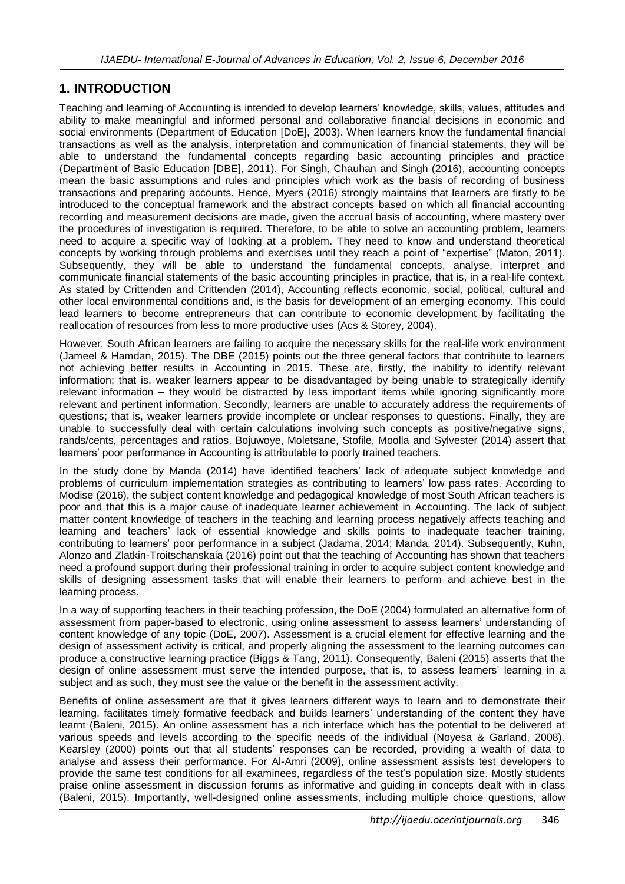## 1. INTRODUCTION

Teaching and learning of Accounting is intended to develop learners' knowledge, skills, values, attitudes and ability to make meaningful and informed personal and collaborative financial decisions in economic and social environments (Department of Education [DoE], 2003). When learners know the fundamental financial transactions as well as the analysis, interpretation and communication of financial statements, they will be able to understand the fundamental concepts regarding basic accounting principles and practice (Department of Basic Education [DBE], 2011). For Singh, Chauhan and Singh (2016), accounting concepts mean the basic assumptions and rules and principles which work as the basis of recording of business transactions and preparing accounts. Hence, Myers (2016) strongly maintains that learners are firstly to be introduced to the conceptual framework and the abstract concepts based on which all financial accounting recording and measurement decisions are made, given the accrual basis of accounting, where mastery over the procedures of investigation is required. Therefore, to be able to solve an accounting problem, learners need to acquire a specific way of looking at a problem. They need to know and understand theoretical concepts by working through problems and exercises until they reach a point of "expertise" (Maton, 2011). Subsequently, they will be able to understand the fundamental concepts, analyse, interpret and communicate financial statements of the basic accounting principles in practice, that is, in a real-life context. As stated by Crittenden and Crittenden (2014), Accounting reflects economic, social, political, cultural and other local environmental conditions and, is the basis for development of an emerging economy. This could lead learners to become entrepreneurs that can contribute to economic development by facilitating the reallocation of resources from less to more productive uses (Acs & Storey, 2004).

However, South African learners are failing to acquire the necessary skills for the real-life work environment (Jameel & Hamdan, 2015). The DBE (2015) points out the three general factors that contribute to learners not achieving better results in Accounting in 2015. These are, firstly, the inability to identify relevant information; that is, weaker learners appear to be disadvantaged by being unable to strategically identify relevant information – they would be distracted by less important items while ignoring significantly more relevant and pertinent information. Secondly, learners are unable to accurately address the requirements of questions; that is, weaker learners provide incomplete or unclear responses to questions. Finally, they are unable to successfully deal with certain calculations involving such concepts as positive/negative signs, rands/cents, percentages and ratios. Bojuwoye, Moletsane, Stofile, Moolla and Sylvester (2014) assert that learners' poor performance in Accounting is attributable to poorly trained teachers.

In the study done by Manda (2014) have identified teachers' lack of adequate subject knowledge and problems of curriculum implementation strategies as contributing to learners' low pass rates. According to Modise (2016), the subject content knowledge and pedagogical knowledge of most South African teachers is poor and that this is a major cause of inadequate learner achievement in Accounting. The lack of subject matter content knowledge of teachers in the teaching and learning process negatively affects teaching and learning and teachers' lack of essential knowledge and skills points to inadequate teacher training, contributing to learners' poor performance in a subject (Jadama, 2014; Manda, 2014). Subsequently, Kuhn, Alonzo and Zlatkin-Troitschanskaia (2016) point out that the teaching of Accounting has shown that teachers need a profound support during their professional training in order to acquire subject content knowledge and skills of designing assessment tasks that will enable their learners to perform and achieve best in the learning process.

In a way of supporting teachers in their teaching profession, the DoE (2004) formulated an alternative form of assessment from paper-based to electronic, using online assessment to assess learners' understanding of content knowledge of any topic (DoE, 2007). Assessment is a crucial element for effective learning and the design of assessment activity is critical, and properly aligning the assessment to the learning outcomes can produce a constructive learning practice (Biggs & Tang, 2011). Consequently, Baleni (2015) asserts that the design of online assessment must serve the intended purpose, that is, to assess learners' learning in a subject and as such, they must see the value or the benefit in the assessment activity.

Benefits of online assessment are that it gives learners different ways to learn and to demonstrate their learning, facilitates timely formative feedback and builds learners' understanding of the content they have learnt (Baleni, 2015). An online assessment has a rich interface which has the potential to be delivered at various speeds and levels according to the specific needs of the individual (Noyesa & Garland, 2008). Kearsley (2000) points out that all students' responses can be recorded, providing a wealth of data to analyse and assess their performance. For Al-Amri (2009), online assessment assists test developers to provide the same test conditions for all examinees, regardless of the test's population size. Mostly students praise online assessment in discussion forums as informative and guiding in concepts dealt with in class (Baleni, 2015). Importantly, well-designed online assessments, including multiple choice questions, allow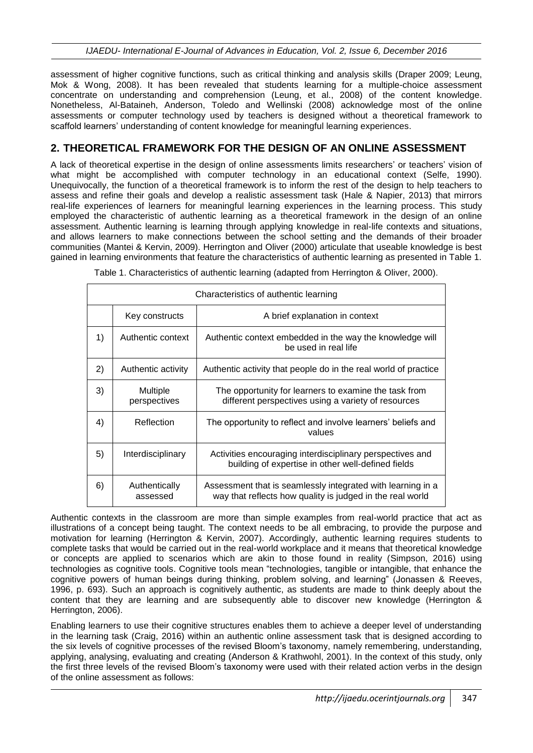assessment of higher cognitive functions, such as critical thinking and analysis skills (Draper 2009; Leung, Mok & Wong, 2008). It has been revealed that students learning for a multiple-choice assessment concentrate on understanding and comprehension (Leung, et al., 2008) of the content knowledge. Nonetheless, Al-Bataineh, Anderson, Toledo and Wellinski (2008) acknowledge most of the online assessments or computer technology used by teachers is designed without a theoretical framework to scaffold learners' understanding of content knowledge for meaningful learning experiences.

## 2. THEORETICAL FRAMEWORK FOR THE DESIGN OF AN ONLINE ASSESSMENT

A lack of theoretical expertise in the design of online assessments limits researchers' or teachers' vision of what might be accomplished with computer technology in an educational context (Selfe, 1990). Unequivocally, the function of a theoretical framework is to inform the rest of the design to help teachers to assess and refine their goals and develop a realistic assessment task (Hale & Napier, 2013) that mirrors real-life experiences of learners for meaningful learning experiences in the learning process. This study employed the characteristic of authentic learning as a theoretical framework in the design of an online assessment. Authentic learning is learning through applying knowledge in real-life contexts and situations, and allows learners to make connections between the school setting and the demands of their broader communities (Mantei & Kervin, 2009). Herrington and Oliver (2000) articulate that useable knowledge is best gained in learning environments that feature the characteristics of authentic learning as presented in Table 1.

Table 1. Characteristics of authentic learning (adapted from Herrington & Oliver, 2000).

| Characteristics of authentic learning | | |
|---|---|---|
| | Key constructs | A brief explanation in context |
| 1) | Authentic context | Authentic context embedded in the way the knowledge will be used in real life |
| 2) | Authentic activity | Authentic activity that people do in the real world of practice |
| 3) | Multiple perspectives | The opportunity for learners to examine the task from different perspectives using a variety of resources |
| 4) | Reflection | The opportunity to reflect and involve learners' beliefs and values |
| 5) | Interdisciplinary | Activities encouraging interdisciplinary perspectives and building of expertise in other well-defined fields |
| 6) | Authentically assessed | Assessment that is seamlessly integrated with learning in a way that reflects how quality is judged in the real world |

Authentic contexts in the classroom are more than simple examples from real-world practice that act as illustrations of a concept being taught. The context needs to be all embracing, to provide the purpose and motivation for learning (Herrington & Kervin, 2007). Accordingly, authentic learning requires students to complete tasks that would be carried out in the real-world workplace and it means that theoretical knowledge or concepts are applied to scenarios which are akin to those found in reality (Simpson, 2016) using technologies as cognitive tools. Cognitive tools mean "technologies, tangible or intangible, that enhance the cognitive powers of human beings during thinking, problem solving, and learning" (Jonassen & Reeves, 1996, p. 693). Such an approach is cognitively authentic, as students are made to think deeply about the content that they are learning and are subsequently able to discover new knowledge (Herrington & Herrington, 2006).

Enabling learners to use their cognitive structures enables them to achieve a deeper level of understanding in the learning task (Craig, 2016) within an authentic online assessment task that is designed according to the six levels of cognitive processes of the revised Bloom's taxonomy, namely remembering, understanding, applying, analysing, evaluating and creating (Anderson & Krathwohl, 2001). In the context of this study, only the first three levels of the revised Bloom's taxonomy were used with their related action verbs in the design of the online assessment as follows: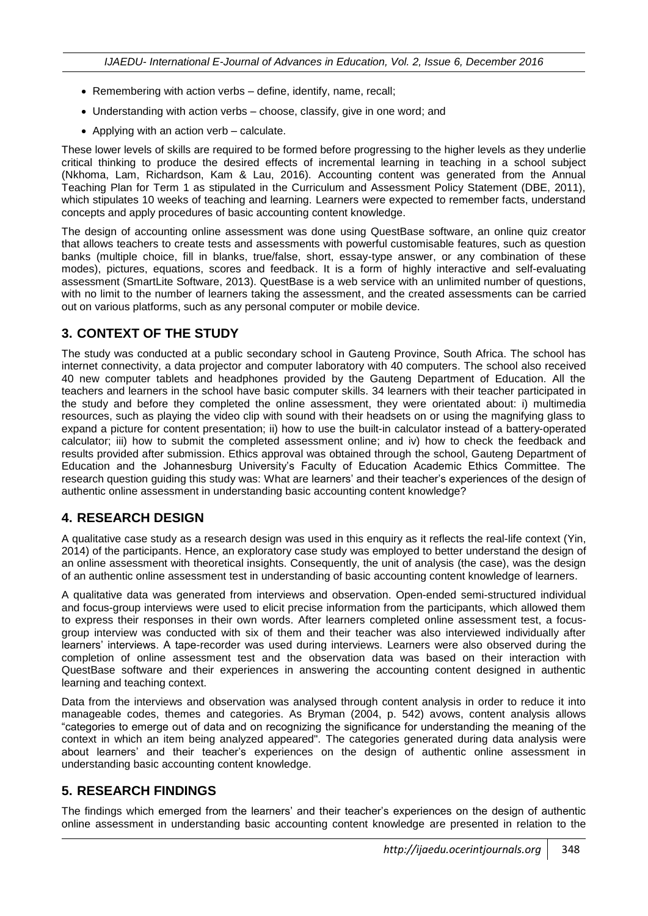- Remembering with action verbs – define, identify, name, recall;
- Understanding with action verbs – choose, classify, give in one word; and
- Applying with an action verb – calculate.

These lower levels of skills are required to be formed before progressing to the higher levels as they underlie critical thinking to produce the desired effects of incremental learning in teaching in a school subject (Nkhoma, Lam, Richardson, Kam & Lau, 2016). Accounting content was generated from the Annual Teaching Plan for Term 1 as stipulated in the Curriculum and Assessment Policy Statement (DBE, 2011), which stipulates 10 weeks of teaching and learning. Learners were expected to remember facts, understand concepts and apply procedures of basic accounting content knowledge.

The design of accounting online assessment was done using QuestBase software, an online quiz creator that allows teachers to create tests and assessments with powerful customisable features, such as question banks (multiple choice, fill in blanks, true/false, short, essay-type answer, or any combination of these modes), pictures, equations, scores and feedback. It is a form of highly interactive and self-evaluating assessment (SmartLite Software, 2013). QuestBase is a web service with an unlimited number of questions, with no limit to the number of learners taking the assessment, and the created assessments can be carried out on various platforms, such as any personal computer or mobile device.

## 3. CONTEXT OF THE STUDY

The study was conducted at a public secondary school in Gauteng Province, South Africa. The school has internet connectivity, a data projector and computer laboratory with 40 computers. The school also received 40 new computer tablets and headphones provided by the Gauteng Department of Education. All the teachers and learners in the school have basic computer skills. 34 learners with their teacher participated in the study and before they completed the online assessment, they were orientated about: i) multimedia resources, such as playing the video clip with sound with their headsets on or using the magnifying glass to expand a picture for content presentation; ii) how to use the built-in calculator instead of a battery-operated calculator; iii) how to submit the completed assessment online; and iv) how to check the feedback and results provided after submission. Ethics approval was obtained through the school, Gauteng Department of Education and the Johannesburg University's Faculty of Education Academic Ethics Committee. The research question guiding this study was: What are learners' and their teacher's experiences of the design of authentic online assessment in understanding basic accounting content knowledge?

## 4. RESEARCH DESIGN

A qualitative case study as a research design was used in this enquiry as it reflects the real-life context (Yin, 2014) of the participants. Hence, an exploratory case study was employed to better understand the design of an online assessment with theoretical insights. Consequently, the unit of analysis (the case), was the design of an authentic online assessment test in understanding of basic accounting content knowledge of learners.

A qualitative data was generated from interviews and observation. Open-ended semi-structured individual and focus-group interviews were used to elicit precise information from the participants, which allowed them to express their responses in their own words. After learners completed online assessment test, a focus-group interview was conducted with six of them and their teacher was also interviewed individually after learners' interviews. A tape-recorder was used during interviews. Learners were also observed during the completion of online assessment test and the observation data was based on their interaction with QuestBase software and their experiences in answering the accounting content designed in authentic learning and teaching context.

Data from the interviews and observation was analysed through content analysis in order to reduce it into manageable codes, themes and categories. As Bryman (2004, p. 542) avows, content analysis allows "categories to emerge out of data and on recognizing the significance for understanding the meaning of the context in which an item being analyzed appeared". The categories generated during data analysis were about learners' and their teacher's experiences on the design of authentic online assessment in understanding basic accounting content knowledge.

## 5. RESEARCH FINDINGS

The findings which emerged from the learners' and their teacher's experiences on the design of authentic online assessment in understanding basic accounting content knowledge are presented in relation to the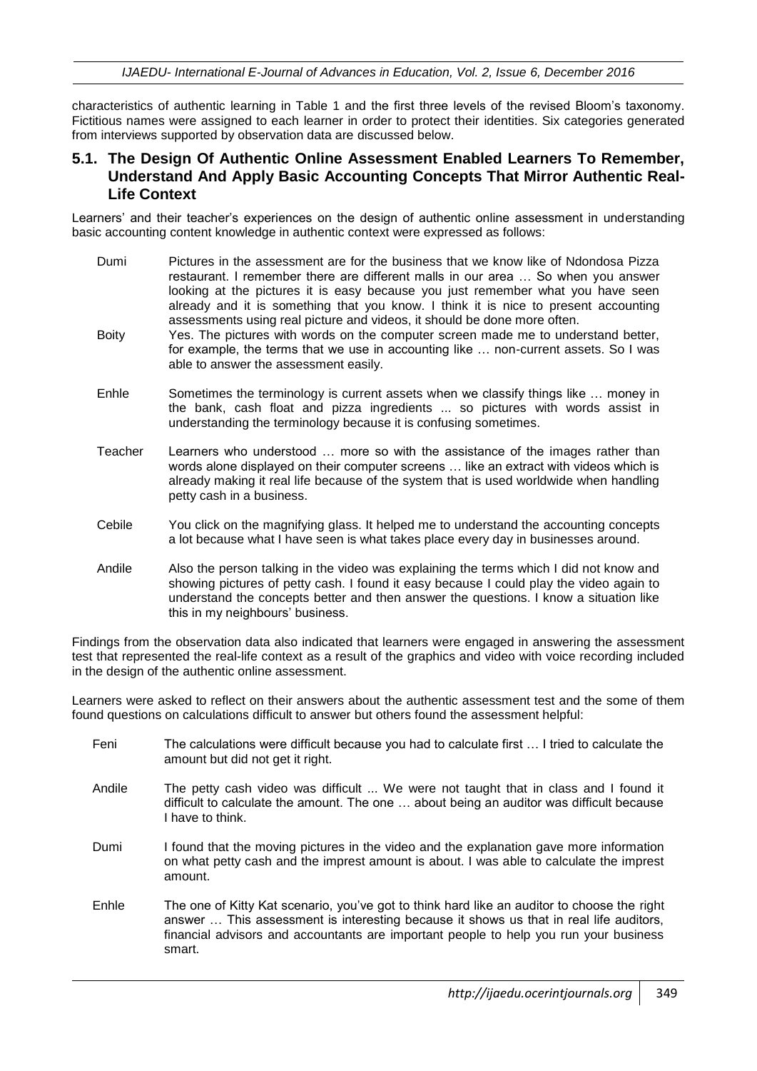characteristics of authentic learning in Table 1 and the first three levels of the revised Bloom's taxonomy. Fictitious names were assigned to each learner in order to protect their identities. Six categories generated from interviews supported by observation data are discussed below.

## 5.1. The Design Of Authentic Online Assessment Enabled Learners To Remember, Understand And Apply Basic Accounting Concepts That Mirror Authentic Real-Life Context

Learners' and their teacher's experiences on the design of authentic online assessment in understanding basic accounting content knowledge in authentic context were expressed as follows:

Dumi — Pictures in the assessment are for the business that we know like of Ndondosa Pizza restaurant. I remember there are different malls in our area … So when you answer looking at the pictures it is easy because you just remember what you have seen already and it is something that you know. I think it is nice to present accounting assessments using real picture and videos, it should be done more often.

Boity — Yes. The pictures with words on the computer screen made me to understand better, for example, the terms that we use in accounting like … non-current assets. So I was able to answer the assessment easily.

Enhle — Sometimes the terminology is current assets when we classify things like … money in the bank, cash float and pizza ingredients ... so pictures with words assist in understanding the terminology because it is confusing sometimes.

Teacher — Learners who understood … more so with the assistance of the images rather than words alone displayed on their computer screens … like an extract with videos which is already making it real life because of the system that is used worldwide when handling petty cash in a business.

Cebile — You click on the magnifying glass. It helped me to understand the accounting concepts a lot because what I have seen is what takes place every day in businesses around.

Andile — Also the person talking in the video was explaining the terms which I did not know and showing pictures of petty cash. I found it easy because I could play the video again to understand the concepts better and then answer the questions. I know a situation like this in my neighbours' business.

Findings from the observation data also indicated that learners were engaged in answering the assessment test that represented the real-life context as a result of the graphics and video with voice recording included in the design of the authentic online assessment.

Learners were asked to reflect on their answers about the authentic assessment test and the some of them found questions on calculations difficult to answer but others found the assessment helpful:

Feni — The calculations were difficult because you had to calculate first … I tried to calculate the amount but did not get it right.

Andile — The petty cash video was difficult ... We were not taught that in class and I found it difficult to calculate the amount. The one … about being an auditor was difficult because I have to think.

Dumi — I found that the moving pictures in the video and the explanation gave more information on what petty cash and the imprest amount is about. I was able to calculate the imprest amount.

Enhle — The one of Kitty Kat scenario, you've got to think hard like an auditor to choose the right answer … This assessment is interesting because it shows us that in real life auditors, financial advisors and accountants are important people to help you run your business smart.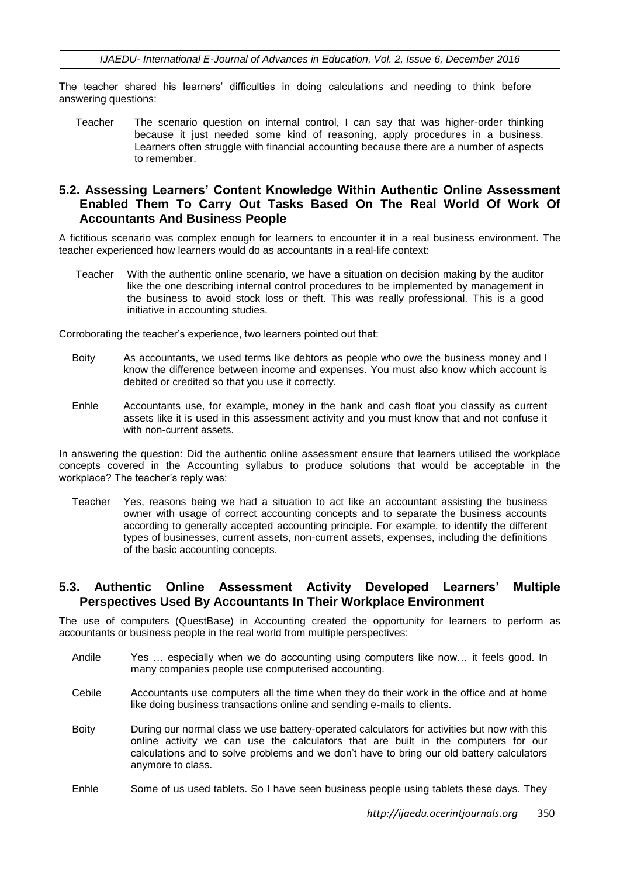The teacher shared his learners' difficulties in doing calculations and needing to think before answering questions:

> **Teacher** The scenario question on internal control, I can say that was higher-order thinking because it just needed some kind of reasoning, apply procedures in a business. Learners often struggle with financial accounting because there are a number of aspects to remember.

## 5.2. Assessing Learners' Content Knowledge Within Authentic Online Assessment Enabled Them To Carry Out Tasks Based On The Real World Of Work Of Accountants And Business People

A fictitious scenario was complex enough for learners to encounter it in a real business environment. The teacher experienced how learners would do as accountants in a real-life context:

> **Teacher** With the authentic online scenario, we have a situation on decision making by the auditor like the one describing internal control procedures to be implemented by management in the business to avoid stock loss or theft. This was really professional. This is a good initiative in accounting studies.

Corroborating the teacher's experience, two learners pointed out that:

> **Boity** As accountants, we used terms like debtors as people who owe the business money and I know the difference between income and expenses. You must also know which account is debited or credited so that you use it correctly.

> **Enhle** Accountants use, for example, money in the bank and cash float you classify as current assets like it is used in this assessment activity and you must know that and not confuse it with non-current assets.

In answering the question: Did the authentic online assessment ensure that learners utilised the workplace concepts covered in the Accounting syllabus to produce solutions that would be acceptable in the workplace? The teacher's reply was:

> **Teacher** Yes, reasons being we had a situation to act like an accountant assisting the business owner with usage of correct accounting concepts and to separate the business accounts according to generally accepted accounting principle. For example, to identify the different types of businesses, current assets, non-current assets, expenses, including the definitions of the basic accounting concepts.

## 5.3. Authentic Online Assessment Activity Developed Learners' Multiple Perspectives Used By Accountants In Their Workplace Environment

The use of computers (QuestBase) in Accounting created the opportunity for learners to perform as accountants or business people in the real world from multiple perspectives:

> **Andile** Yes … especially when we do accounting using computers like now… it feels good. In many companies people use computerised accounting.

> **Cebile** Accountants use computers all the time when they do their work in the office and at home like doing business transactions online and sending e-mails to clients.

> **Boity** During our normal class we use battery-operated calculators for activities but now with this online activity we can use the calculators that are built in the computers for our calculations and to solve problems and we don't have to bring our old battery calculators anymore to class.

> **Enhle** Some of us used tablets. So I have seen business people using tablets these days. They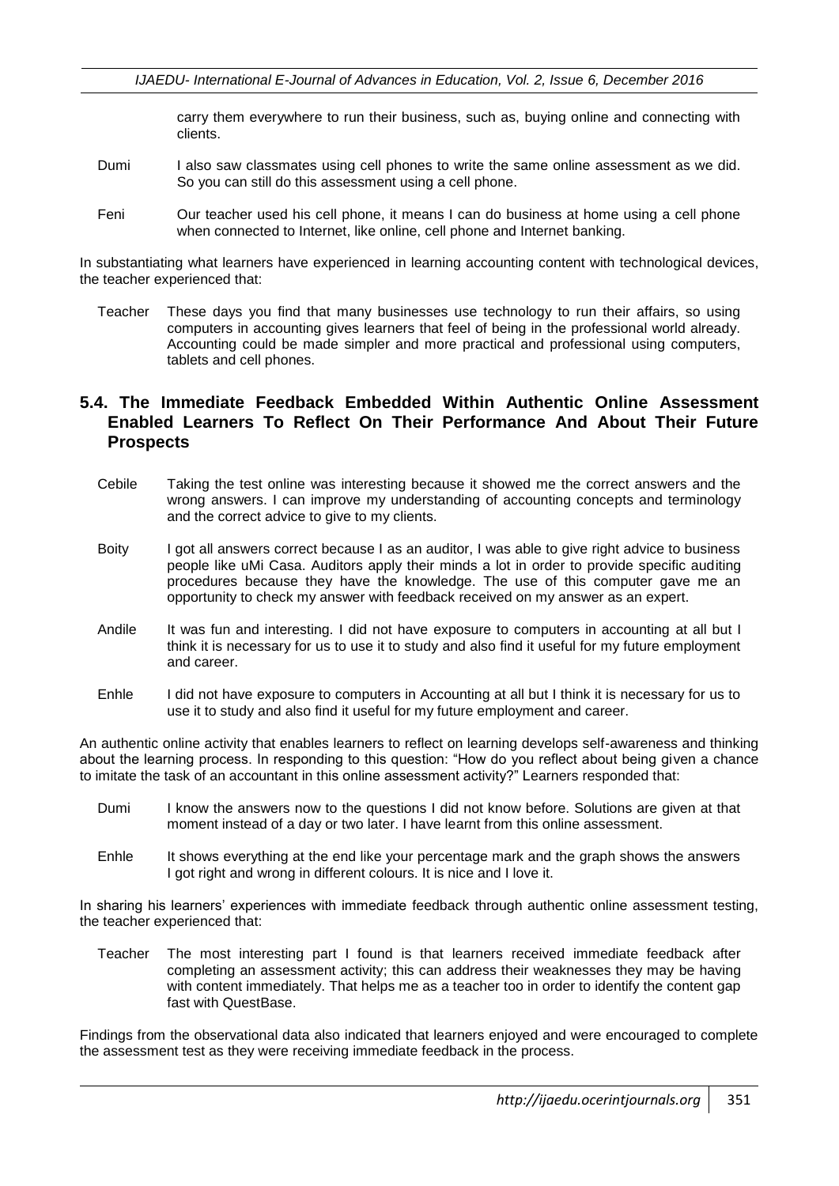carry them everywhere to run their business, such as, buying online and connecting with clients.

Dumi I also saw classmates using cell phones to write the same online assessment as we did. So you can still do this assessment using a cell phone.

Feni Our teacher used his cell phone, it means I can do business at home using a cell phone when connected to Internet, like online, cell phone and Internet banking.

In substantiating what learners have experienced in learning accounting content with technological devices, the teacher experienced that:

Teacher These days you find that many businesses use technology to run their affairs, so using computers in accounting gives learners that feel of being in the professional world already. Accounting could be made simpler and more practical and professional using computers, tablets and cell phones.

## 5.4. The Immediate Feedback Embedded Within Authentic Online Assessment Enabled Learners To Reflect On Their Performance And About Their Future Prospects

Cebile Taking the test online was interesting because it showed me the correct answers and the wrong answers. I can improve my understanding of accounting concepts and terminology and the correct advice to give to my clients.

Boity I got all answers correct because I as an auditor, I was able to give right advice to business people like uMi Casa. Auditors apply their minds a lot in order to provide specific auditing procedures because they have the knowledge. The use of this computer gave me an opportunity to check my answer with feedback received on my answer as an expert.

Andile It was fun and interesting. I did not have exposure to computers in accounting at all but I think it is necessary for us to use it to study and also find it useful for my future employment and career.

Enhle I did not have exposure to computers in Accounting at all but I think it is necessary for us to use it to study and also find it useful for my future employment and career.

An authentic online activity that enables learners to reflect on learning develops self-awareness and thinking about the learning process. In responding to this question: "How do you reflect about being given a chance to imitate the task of an accountant in this online assessment activity?" Learners responded that:

Dumi I know the answers now to the questions I did not know before. Solutions are given at that moment instead of a day or two later. I have learnt from this online assessment.

Enhle It shows everything at the end like your percentage mark and the graph shows the answers I got right and wrong in different colours. It is nice and I love it.

In sharing his learners' experiences with immediate feedback through authentic online assessment testing, the teacher experienced that:

Teacher The most interesting part I found is that learners received immediate feedback after completing an assessment activity; this can address their weaknesses they may be having with content immediately. That helps me as a teacher too in order to identify the content gap fast with QuestBase.

Findings from the observational data also indicated that learners enjoyed and were encouraged to complete the assessment test as they were receiving immediate feedback in the process.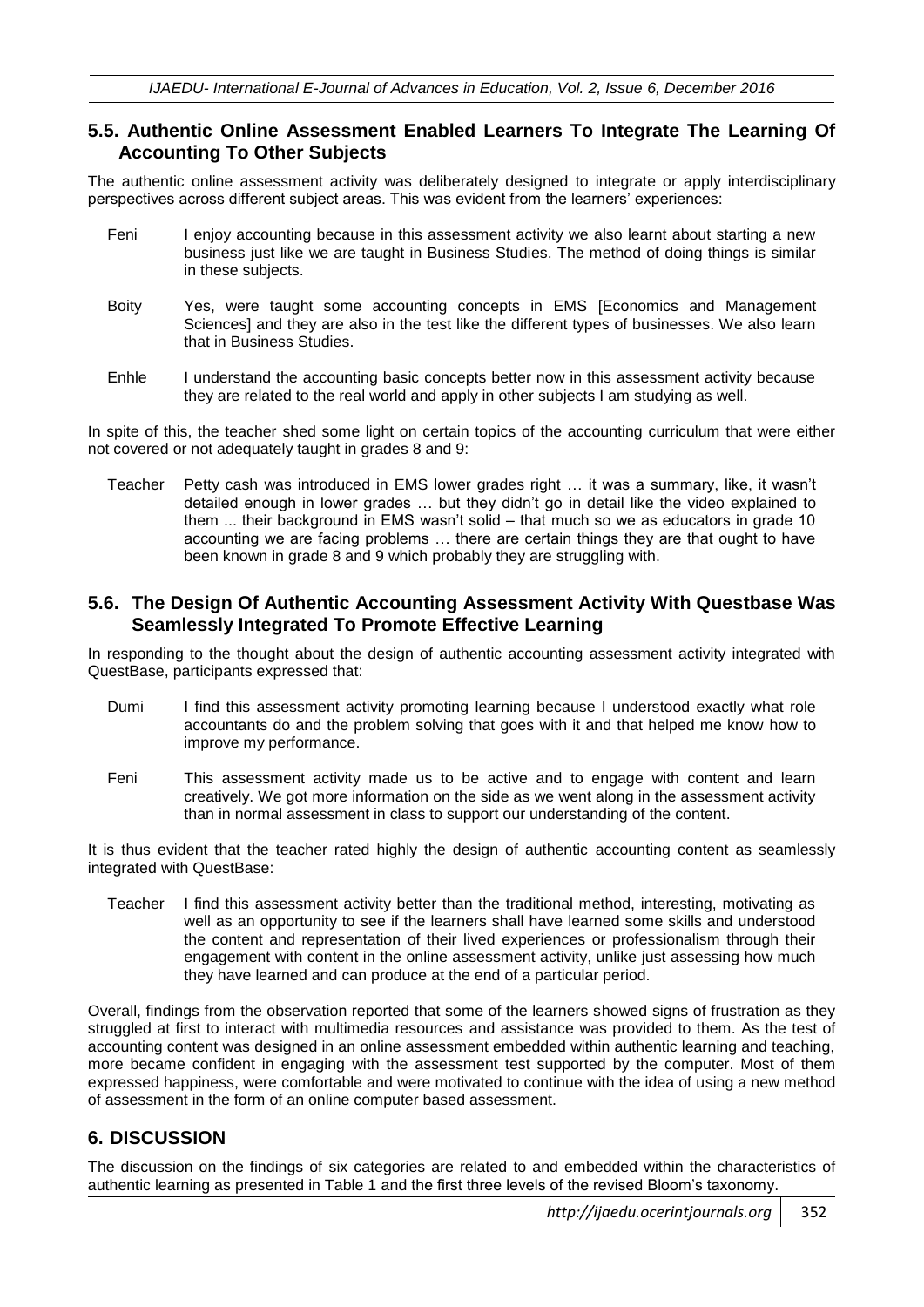## 5.5. Authentic Online Assessment Enabled Learners To Integrate The Learning Of Accounting To Other Subjects

The authentic online assessment activity was deliberately designed to integrate or apply interdisciplinary perspectives across different subject areas. This was evident from the learners' experiences:

Feni  I enjoy accounting because in this assessment activity we also learnt about starting a new business just like we are taught in Business Studies. The method of doing things is similar in these subjects.

Boity  Yes, were taught some accounting concepts in EMS [Economics and Management Sciences] and they are also in the test like the different types of businesses. We also learn that in Business Studies.

Enhle  I understand the accounting basic concepts better now in this assessment activity because they are related to the real world and apply in other subjects I am studying as well.

In spite of this, the teacher shed some light on certain topics of the accounting curriculum that were either not covered or not adequately taught in grades 8 and 9:

Teacher  Petty cash was introduced in EMS lower grades right … it was a summary, like, it wasn't detailed enough in lower grades … but they didn't go in detail like the video explained to them ... their background in EMS wasn't solid – that much so we as educators in grade 10 accounting we are facing problems … there are certain things they are that ought to have been known in grade 8 and 9 which probably they are struggling with.

## 5.6. The Design Of Authentic Accounting Assessment Activity With Questbase Was Seamlessly Integrated To Promote Effective Learning

In responding to the thought about the design of authentic accounting assessment activity integrated with QuestBase, participants expressed that:

Dumi  I find this assessment activity promoting learning because I understood exactly what role accountants do and the problem solving that goes with it and that helped me know how to improve my performance.

Feni  This assessment activity made us to be active and to engage with content and learn creatively. We got more information on the side as we went along in the assessment activity than in normal assessment in class to support our understanding of the content.

It is thus evident that the teacher rated highly the design of authentic accounting content as seamlessly integrated with QuestBase:

Teacher  I find this assessment activity better than the traditional method, interesting, motivating as well as an opportunity to see if the learners shall have learned some skills and understood the content and representation of their lived experiences or professionalism through their engagement with content in the online assessment activity, unlike just assessing how much they have learned and can produce at the end of a particular period.

Overall, findings from the observation reported that some of the learners showed signs of frustration as they struggled at first to interact with multimedia resources and assistance was provided to them. As the test of accounting content was designed in an online assessment embedded within authentic learning and teaching, more became confident in engaging with the assessment test supported by the computer. Most of them expressed happiness, were comfortable and were motivated to continue with the idea of using a new method of assessment in the form of an online computer based assessment.

# 6. DISCUSSION

The discussion on the findings of six categories are related to and embedded within the characteristics of authentic learning as presented in Table 1 and the first three levels of the revised Bloom's taxonomy.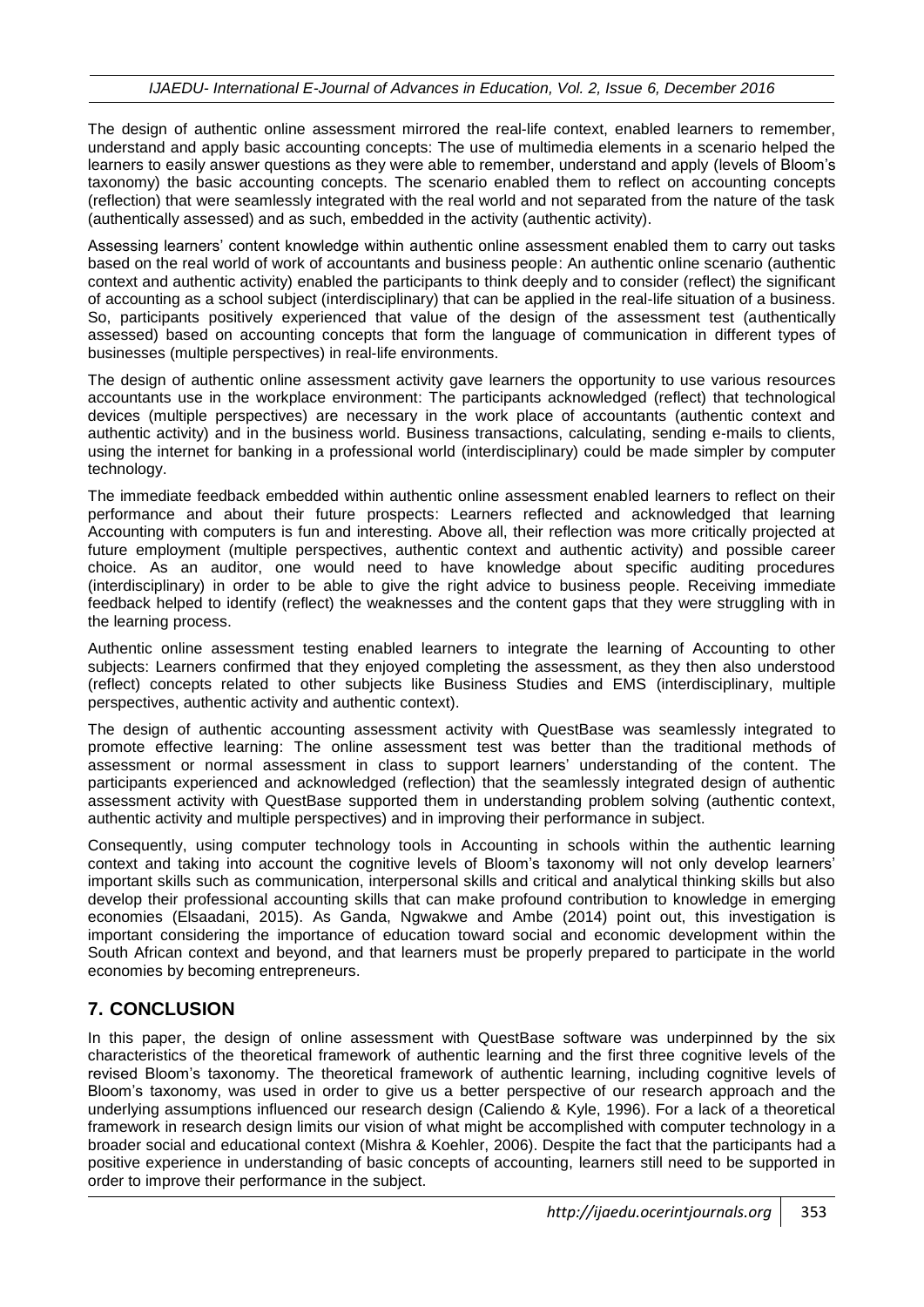The design of authentic online assessment mirrored the real-life context, enabled learners to remember, understand and apply basic accounting concepts: The use of multimedia elements in a scenario helped the learners to easily answer questions as they were able to remember, understand and apply (levels of Bloom's taxonomy) the basic accounting concepts. The scenario enabled them to reflect on accounting concepts (reflection) that were seamlessly integrated with the real world and not separated from the nature of the task (authentically assessed) and as such, embedded in the activity (authentic activity).

Assessing learners' content knowledge within authentic online assessment enabled them to carry out tasks based on the real world of work of accountants and business people: An authentic online scenario (authentic context and authentic activity) enabled the participants to think deeply and to consider (reflect) the significant of accounting as a school subject (interdisciplinary) that can be applied in the real-life situation of a business. So, participants positively experienced that value of the design of the assessment test (authentically assessed) based on accounting concepts that form the language of communication in different types of businesses (multiple perspectives) in real-life environments.

The design of authentic online assessment activity gave learners the opportunity to use various resources accountants use in the workplace environment: The participants acknowledged (reflect) that technological devices (multiple perspectives) are necessary in the work place of accountants (authentic context and authentic activity) and in the business world. Business transactions, calculating, sending e-mails to clients, using the internet for banking in a professional world (interdisciplinary) could be made simpler by computer technology.

The immediate feedback embedded within authentic online assessment enabled learners to reflect on their performance and about their future prospects: Learners reflected and acknowledged that learning Accounting with computers is fun and interesting. Above all, their reflection was more critically projected at future employment (multiple perspectives, authentic context and authentic activity) and possible career choice. As an auditor, one would need to have knowledge about specific auditing procedures (interdisciplinary) in order to be able to give the right advice to business people. Receiving immediate feedback helped to identify (reflect) the weaknesses and the content gaps that they were struggling with in the learning process.

Authentic online assessment testing enabled learners to integrate the learning of Accounting to other subjects: Learners confirmed that they enjoyed completing the assessment, as they then also understood (reflect) concepts related to other subjects like Business Studies and EMS (interdisciplinary, multiple perspectives, authentic activity and authentic context).

The design of authentic accounting assessment activity with QuestBase was seamlessly integrated to promote effective learning: The online assessment test was better than the traditional methods of assessment or normal assessment in class to support learners' understanding of the content. The participants experienced and acknowledged (reflection) that the seamlessly integrated design of authentic assessment activity with QuestBase supported them in understanding problem solving (authentic context, authentic activity and multiple perspectives) and in improving their performance in subject.

Consequently, using computer technology tools in Accounting in schools within the authentic learning context and taking into account the cognitive levels of Bloom's taxonomy will not only develop learners' important skills such as communication, interpersonal skills and critical and analytical thinking skills but also develop their professional accounting skills that can make profound contribution to knowledge in emerging economies (Elsaadani, 2015). As Ganda, Ngwakwe and Ambe (2014) point out, this investigation is important considering the importance of education toward social and economic development within the South African context and beyond, and that learners must be properly prepared to participate in the world economies by becoming entrepreneurs.

## 7. CONCLUSION

In this paper, the design of online assessment with QuestBase software was underpinned by the six characteristics of the theoretical framework of authentic learning and the first three cognitive levels of the revised Bloom's taxonomy. The theoretical framework of authentic learning, including cognitive levels of Bloom's taxonomy, was used in order to give us a better perspective of our research approach and the underlying assumptions influenced our research design (Caliendo & Kyle, 1996). For a lack of a theoretical framework in research design limits our vision of what might be accomplished with computer technology in a broader social and educational context (Mishra & Koehler, 2006). Despite the fact that the participants had a positive experience in understanding of basic concepts of accounting, learners still need to be supported in order to improve their performance in the subject.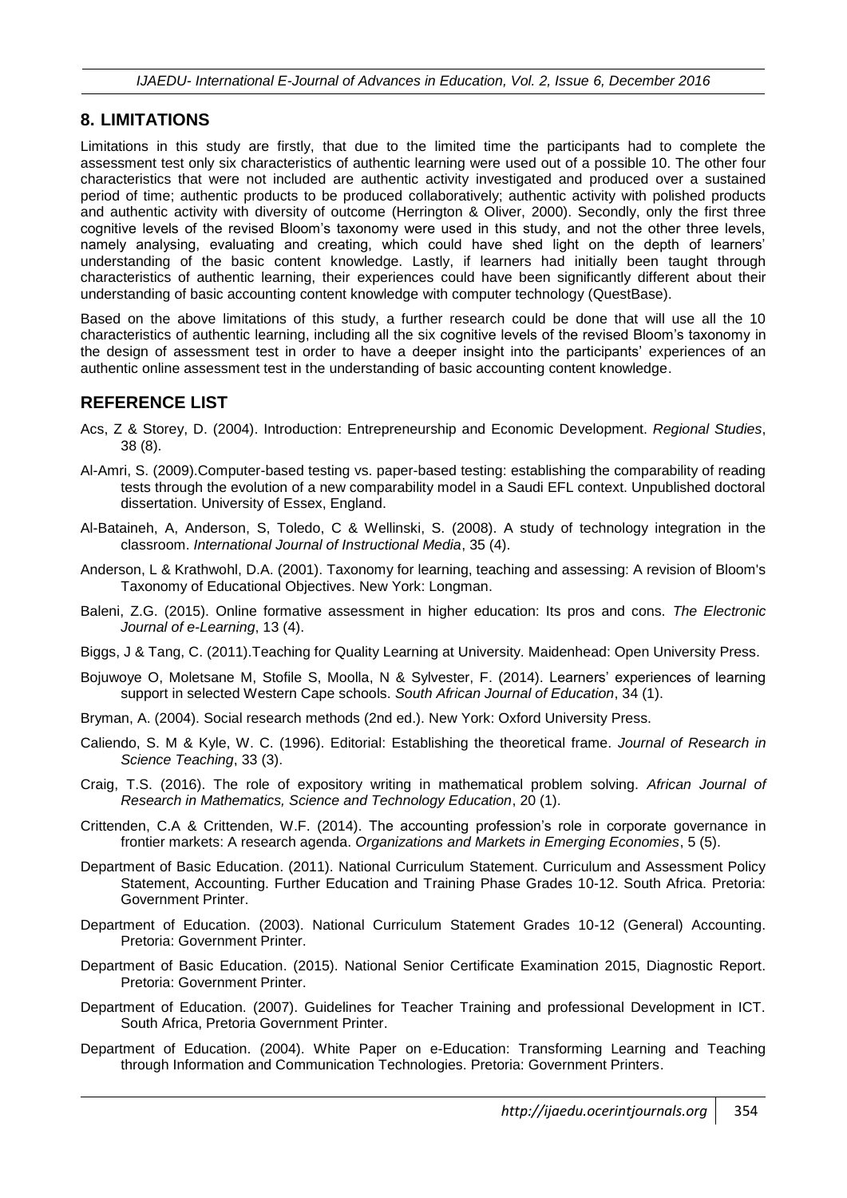## 8. LIMITATIONS

Limitations in this study are firstly, that due to the limited time the participants had to complete the assessment test only six characteristics of authentic learning were used out of a possible 10. The other four characteristics that were not included are authentic activity investigated and produced over a sustained period of time; authentic products to be produced collaboratively; authentic activity with polished products and authentic activity with diversity of outcome (Herrington & Oliver, 2000). Secondly, only the first three cognitive levels of the revised Bloom's taxonomy were used in this study, and not the other three levels, namely analysing, evaluating and creating, which could have shed light on the depth of learners' understanding of the basic content knowledge. Lastly, if learners had initially been taught through characteristics of authentic learning, their experiences could have been significantly different about their understanding of basic accounting content knowledge with computer technology (QuestBase).

Based on the above limitations of this study, a further research could be done that will use all the 10 characteristics of authentic learning, including all the six cognitive levels of the revised Bloom's taxonomy in the design of assessment test in order to have a deeper insight into the participants' experiences of an authentic online assessment test in the understanding of basic accounting content knowledge.

## REFERENCE LIST

Acs, Z & Storey, D. (2004). Introduction: Entrepreneurship and Economic Development. *Regional Studies*, 38 (8).

Al-Amri, S. (2009).Computer-based testing vs. paper-based testing: establishing the comparability of reading tests through the evolution of a new comparability model in a Saudi EFL context. Unpublished doctoral dissertation. University of Essex, England.

Al-Bataineh, A, Anderson, S, Toledo, C & Wellinski, S. (2008). A study of technology integration in the classroom. *International Journal of Instructional Media*, 35 (4).

Anderson, L & Krathwohl, D.A. (2001). Taxonomy for learning, teaching and assessing: A revision of Bloom's Taxonomy of Educational Objectives. New York: Longman.

Baleni, Z.G. (2015). Online formative assessment in higher education: Its pros and cons. *The Electronic Journal of e-Learning*, 13 (4).

Biggs, J & Tang, C. (2011).Teaching for Quality Learning at University. Maidenhead: Open University Press.

Bojuwoye O, Moletsane M, Stofile S, Moolla, N & Sylvester, F. (2014). Learners' experiences of learning support in selected Western Cape schools. *South African Journal of Education*, 34 (1).

Bryman, A. (2004). Social research methods (2nd ed.). New York: Oxford University Press.

Caliendo, S. M & Kyle, W. C. (1996). Editorial: Establishing the theoretical frame. *Journal of Research in Science Teaching*, 33 (3).

Craig, T.S. (2016). The role of expository writing in mathematical problem solving. *African Journal of Research in Mathematics, Science and Technology Education*, 20 (1).

Crittenden, C.A & Crittenden, W.F. (2014). The accounting profession's role in corporate governance in frontier markets: A research agenda. *Organizations and Markets in Emerging Economies*, 5 (5).

Department of Basic Education. (2011). National Curriculum Statement. Curriculum and Assessment Policy Statement, Accounting. Further Education and Training Phase Grades 10-12. South Africa. Pretoria: Government Printer.

Department of Education. (2003). National Curriculum Statement Grades 10-12 (General) Accounting. Pretoria: Government Printer.

Department of Basic Education. (2015). National Senior Certificate Examination 2015, Diagnostic Report. Pretoria: Government Printer.

Department of Education. (2007). Guidelines for Teacher Training and professional Development in ICT. South Africa, Pretoria Government Printer.

Department of Education. (2004). White Paper on e-Education: Transforming Learning and Teaching through Information and Communication Technologies. Pretoria: Government Printers.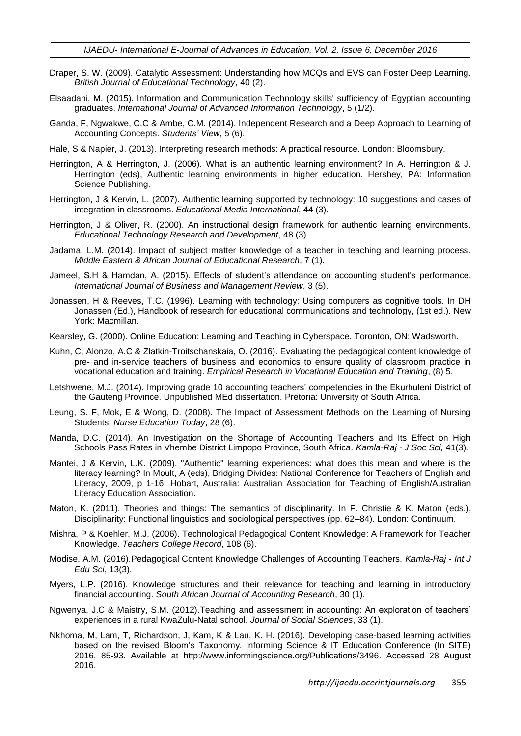Draper, S. W. (2009). Catalytic Assessment: Understanding how MCQs and EVS can Foster Deep Learning. *British Journal of Educational Technology*, 40 (2).

Elsaadani, M. (2015). Information and Communication Technology skills' sufficiency of Egyptian accounting graduates. *International Journal of Advanced Information Technology*, 5 (1/2).

Ganda, F, Ngwakwe, C.C & Ambe, C.M. (2014). Independent Research and a Deep Approach to Learning of Accounting Concepts. *Students' View*, 5 (6).

Hale, S & Napier, J. (2013). Interpreting research methods: A practical resource. London: Bloomsbury.

Herrington, A & Herrington, J. (2006). What is an authentic learning environment? In A. Herrington & J. Herrington (eds), Authentic learning environments in higher education. Hershey, PA: Information Science Publishing.

Herrington, J & Kervin, L. (2007). Authentic learning supported by technology: 10 suggestions and cases of integration in classrooms. *Educational Media International*, 44 (3).

Herrington, J & Oliver, R. (2000). An instructional design framework for authentic learning environments. *Educational Technology Research and Development*, 48 (3).

Jadama, L.M. (2014). Impact of subject matter knowledge of a teacher in teaching and learning process. *Middle Eastern & African Journal of Educational Research*, 7 (1).

Jameel, S.H & Hamdan, A. (2015). Effects of student's attendance on accounting student's performance. *International Journal of Business and Management Review*, 3 (5).

Jonassen, H & Reeves, T.C. (1996). Learning with technology: Using computers as cognitive tools. In DH Jonassen (Ed.), Handbook of research for educational communications and technology, (1st ed.). New York: Macmillan.

Kearsley, G. (2000). Online Education: Learning and Teaching in Cyberspace. Toronton, ON: Wadsworth.

Kuhn, C, Alonzo, A.C & Zlatkin-Troitschanskaia, O. (2016). Evaluating the pedagogical content knowledge of pre- and in-service teachers of business and economics to ensure quality of classroom practice in vocational education and training. *Empirical Research in Vocational Education and Training*, (8) 5.

Letshwene, M.J. (2014). Improving grade 10 accounting teachers' competencies in the Ekurhuleni District of the Gauteng Province. Unpublished MEd dissertation. Pretoria: University of South Africa.

Leung, S. F, Mok, E & Wong, D. (2008). The Impact of Assessment Methods on the Learning of Nursing Students. *Nurse Education Today*, 28 (6).

Manda, D.C. (2014). An Investigation on the Shortage of Accounting Teachers and Its Effect on High Schools Pass Rates in Vhembe District Limpopo Province, South Africa. *Kamla-Raj - J Soc Sci,* 41(3).

Mantei, J & Kervin, L.K. (2009). "Authentic" learning experiences: what does this mean and where is the literacy learning? In Moult, A (eds), Bridging Divides: National Conference for Teachers of English and Literacy, 2009, p 1-16, Hobart, Australia: Australian Association for Teaching of English/Australian Literacy Education Association.

Maton, K. (2011). Theories and things: The semantics of disciplinarity. In F. Christie & K. Maton (eds.), Disciplinarity: Functional linguistics and sociological perspectives (pp. 62–84). London: Continuum.

Mishra, P & Koehler, M.J. (2006). Technological Pedagogical Content Knowledge: A Framework for Teacher Knowledge. *Teachers College Record*, 108 (6).

Modise, A.M. (2016).Pedagogical Content Knowledge Challenges of Accounting Teachers. *Kamla-Raj - Int J Edu Sci*, 13(3).

Myers, L.P. (2016). Knowledge structures and their relevance for teaching and learning in introductory financial accounting. *South African Journal of Accounting Research*, 30 (1).

Ngwenya, J.C & Maistry, S.M. (2012).Teaching and assessment in accounting: An exploration of teachers' experiences in a rural KwaZulu-Natal school. *Journal of Social Sciences*, 33 (1).

Nkhoma, M, Lam, T, Richardson, J, Kam, K & Lau, K. H. (2016). Developing case-based learning activities based on the revised Bloom's Taxonomy. Informing Science & IT Education Conference (In SITE) 2016, 85-93. Available at http://www.informingscience.org/Publications/3496. Accessed 28 August 2016.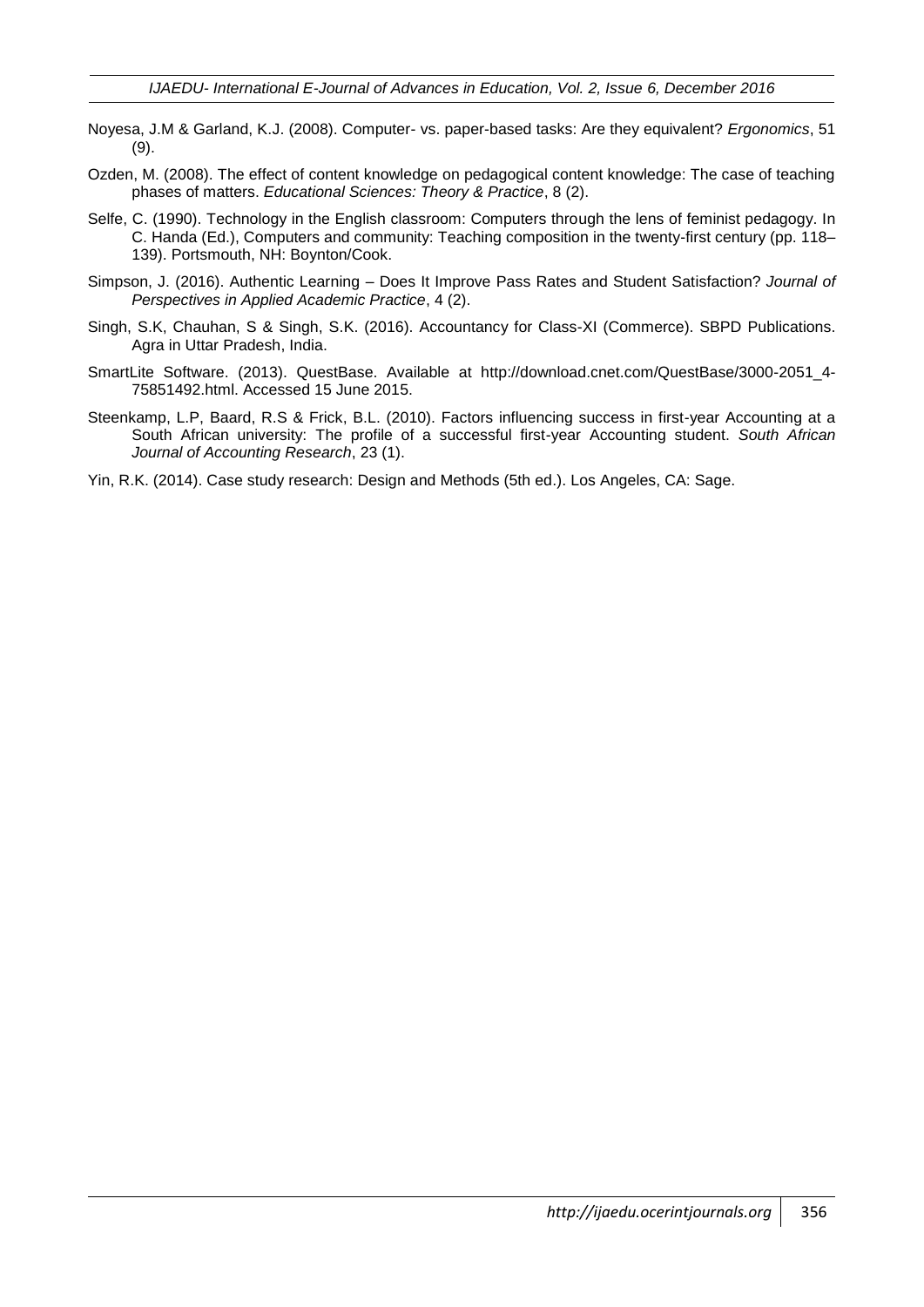Noyesa, J.M & Garland, K.J. (2008). Computer- vs. paper-based tasks: Are they equivalent? *Ergonomics*, 51 (9).

Ozden, M. (2008). The effect of content knowledge on pedagogical content knowledge: The case of teaching phases of matters. *Educational Sciences: Theory & Practice*, 8 (2).

Selfe, C. (1990). Technology in the English classroom: Computers through the lens of feminist pedagogy. In C. Handa (Ed.), Computers and community: Teaching composition in the twenty-first century (pp. 118–139). Portsmouth, NH: Boynton/Cook.

Simpson, J. (2016). Authentic Learning – Does It Improve Pass Rates and Student Satisfaction? *Journal of Perspectives in Applied Academic Practice*, 4 (2).

Singh, S.K, Chauhan, S & Singh, S.K. (2016). Accountancy for Class-XI (Commerce). SBPD Publications. Agra in Uttar Pradesh, India.

SmartLite Software. (2013). QuestBase. Available at http://download.cnet.com/QuestBase/3000-2051_4-75851492.html. Accessed 15 June 2015.

Steenkamp, L.P, Baard, R.S & Frick, B.L. (2010). Factors influencing success in first-year Accounting at a South African university: The profile of a successful first-year Accounting student. *South African Journal of Accounting Research*, 23 (1).

Yin, R.K. (2014). Case study research: Design and Methods (5th ed.). Los Angeles, CA: Sage.